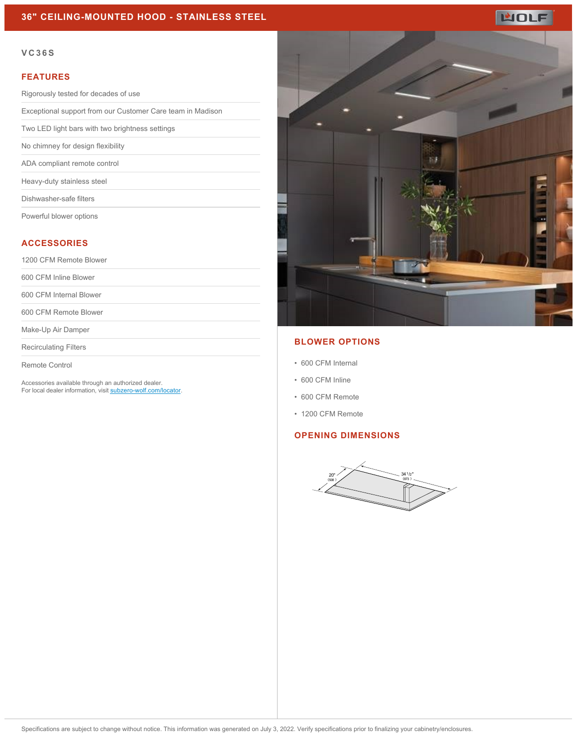# 36" CEILING-MOUNTED HOOD - STAINLESS STEEL

## VC36S

### FEATURES

- Rigorously tested for decades of use
- Exceptional support from our Customer Care team in Madison
- Two LED light bars with two brightness settings
- No chimney for design flexibility
- ADA compliant remote control
- Heavy-duty stainless steel
- Dishwasher-safe filters
- Powerful blower options

### ACCESSORIES

- 1200 CFM Remote Blower
- 600 CFM Inline Blower
- 600 CFM Internal Blower
- 600 CFM Remote Blower
- Make-Up Air Damper
- Recirculating Filters
- Remote Control

Accessories available through an authorized dealer.
For local dealer information, visit subzero-wolf.com/locator.

### BLOWER OPTIONS

- 600 CFM Internal
- 600 CFM Inline
- 600 CFM Remote
- 1200 CFM Remote

### OPENING DIMENSIONS

20" (508)

34 1/2" (873)

Specifications are subject to change without notice. This information was generated on July 3, 2022. Verify specifications prior to finalizing your cabinetry/enclosures.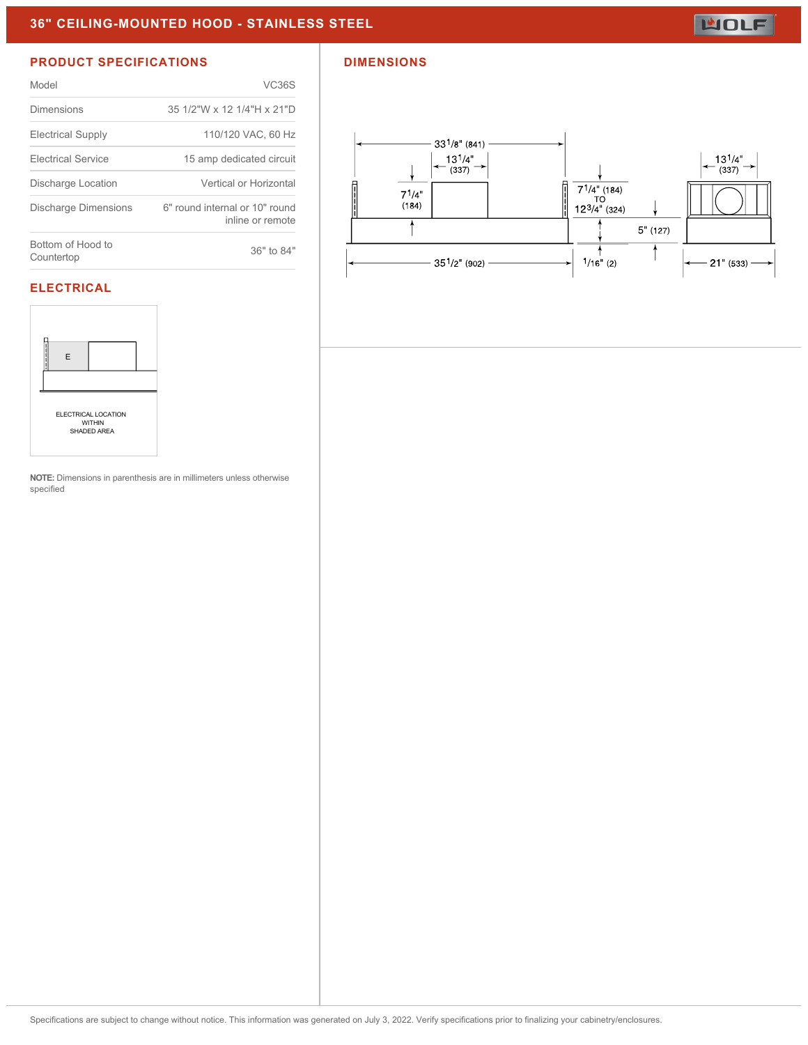# 36" CEILING-MOUNTED HOOD - STAINLESS STEEL

## PRODUCT SPECIFICATIONS

| | |
|---|---|
| Model | VC36S |
| Dimensions | 35 1/2"W x 12 1/4"H x 21"D |
| Electrical Supply | 110/120 VAC, 60 Hz |
| Electrical Service | 15 amp dedicated circuit |
| Discharge Location | Vertical or Horizontal |
| Discharge Dimensions | 6" round internal or 10" round inline or remote |
| Bottom of Hood to Countertop | 36" to 84" |

## ELECTRICAL

E

ELECTRICAL LOCATION WITHIN SHADED AREA

**NOTE:** Dimensions in parenthesis are in millimeters unless otherwise specified

## DIMENSIONS

33 1/8" (841)

13 1/4" (337)

7 1/4" (184)

7 1/4" (184) TO 12 3/4" (324)

5" (127)

13 1/4" (337)

35 1/2" (902)

1/16" (2)

21" (533)

Specifications are subject to change without notice. This information was generated on July 3, 2022. Verify specifications prior to finalizing your cabinetry/enclosures.